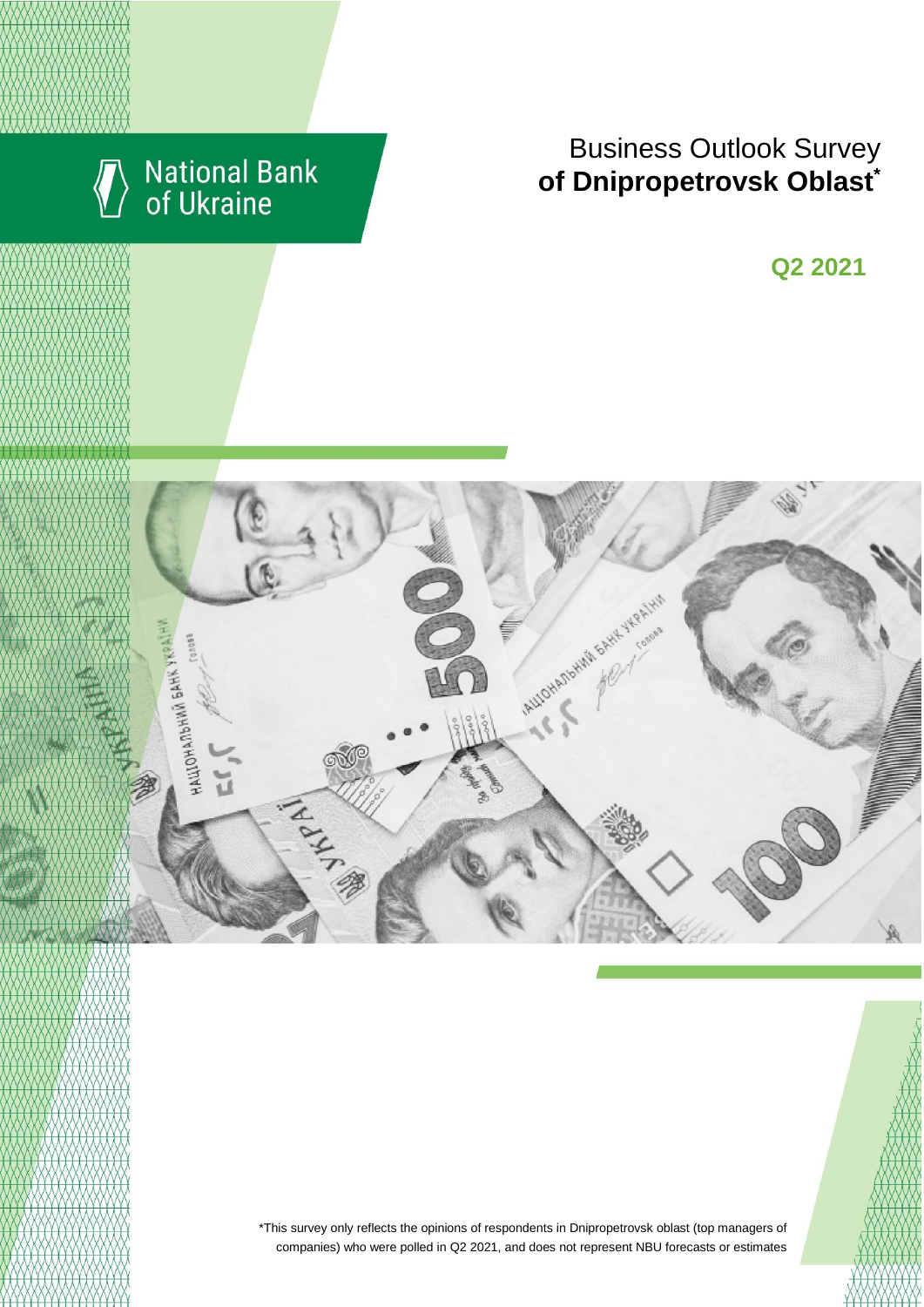National Bank of Ukraine

# Business Outlook Survey **of Dnipropetrovsk Oblast***

## Q2 2021

*This survey only reflects the opinions of respondents in Dnipropetrovsk oblast (top managers of companies) who were polled in Q2 2021, and does not represent NBU forecasts or estimates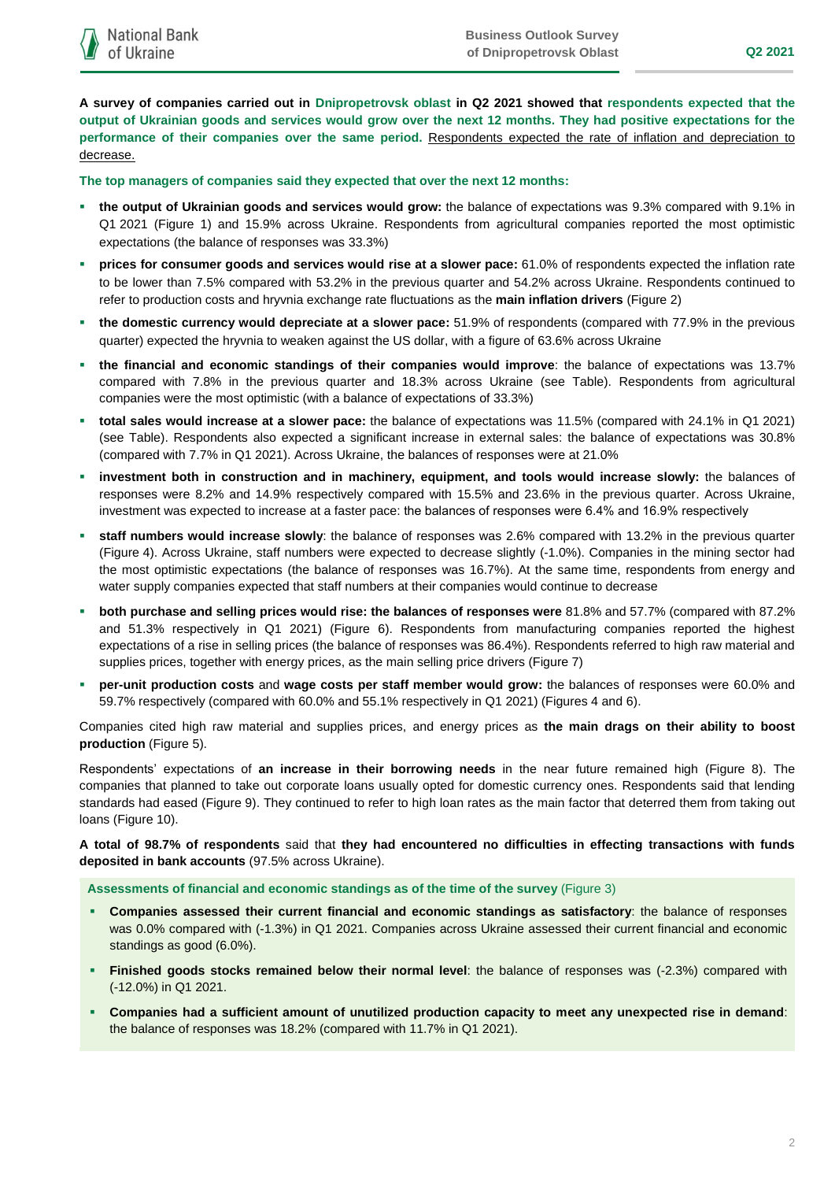**A survey of companies carried out in Dnipropetrovsk oblast in Q2 2021 showed that respondents expected that the output of Ukrainian goods and services would grow over the next 12 months. They had positive expectations for the performance of their companies over the same period.** Respondents expected the rate of inflation and depreciation to decrease.

**The top managers of companies said they expected that over the next 12 months:**

- **the output of Ukrainian goods and services would grow:** the balance of expectations was 9.3% compared with 9.1% in Q1 2021 (Figure 1) and 15.9% across Ukraine. Respondents from agricultural companies reported the most optimistic expectations (the balance of responses was 33.3%)
- **prices for consumer goods and services would rise at a slower pace:** 61.0% of respondents expected the inflation rate to be lower than 7.5% compared with 53.2% in the previous quarter and 54.2% across Ukraine. Respondents continued to refer to production costs and hryvnia exchange rate fluctuations as the **main inflation drivers** (Figure 2)
- **the domestic currency would depreciate at a slower pace:** 51.9% of respondents (compared with 77.9% in the previous quarter) expected the hryvnia to weaken against the US dollar, with a figure of 63.6% across Ukraine
- **the financial and economic standings of their companies would improve**: the balance of expectations was 13.7% compared with 7.8% in the previous quarter and 18.3% across Ukraine (see Table). Respondents from agricultural companies were the most optimistic (with a balance of expectations of 33.3%)
- **total sales would increase at a slower pace:** the balance of expectations was 11.5% (compared with 24.1% in Q1 2021) (see Table). Respondents also expected a significant increase in external sales: the balance of expectations was 30.8% (compared with 7.7% in Q1 2021). Across Ukraine, the balances of responses were at 21.0%
- **investment both in construction and in machinery, equipment, and tools would increase slowly:** the balances of responses were 8.2% and 14.9% respectively compared with 15.5% and 23.6% in the previous quarter. Across Ukraine, investment was expected to increase at a faster pace: the balances of responses were 6.4% and 16.9% respectively
- **staff numbers would increase slowly**: the balance of responses was 2.6% compared with 13.2% in the previous quarter (Figure 4). Across Ukraine, staff numbers were expected to decrease slightly (-1.0%). Companies in the mining sector had the most optimistic expectations (the balance of responses was 16.7%). At the same time, respondents from energy and water supply companies expected that staff numbers at their companies would continue to decrease
- **both purchase and selling prices would rise: the balances of responses were** 81.8% and 57.7% (compared with 87.2% and 51.3% respectively in Q1 2021) (Figure 6). Respondents from manufacturing companies reported the highest expectations of a rise in selling prices (the balance of responses was 86.4%). Respondents referred to high raw material and supplies prices, together with energy prices, as the main selling price drivers (Figure 7)
- **per-unit production costs** and **wage costs per staff member would grow:** the balances of responses were 60.0% and 59.7% respectively (compared with 60.0% and 55.1% respectively in Q1 2021) (Figures 4 and 6).

Companies cited high raw material and supplies prices, and energy prices as **the main drags on their ability to boost production** (Figure 5).

Respondents' expectations of **an increase in their borrowing needs** in the near future remained high (Figure 8). The companies that planned to take out corporate loans usually opted for domestic currency ones. Respondents said that lending standards had eased (Figure 9). They continued to refer to high loan rates as the main factor that deterred them from taking out loans (Figure 10).

**A total of 98.7% of respondents** said that **they had encountered no difficulties in effecting transactions with funds deposited in bank accounts** (97.5% across Ukraine).

**Assessments of financial and economic standings as of the time of the survey** (Figure 3)

- **Companies assessed their current financial and economic standings as satisfactory**: the balance of responses was 0.0% compared with (-1.3%) in Q1 2021. Companies across Ukraine assessed their current financial and economic standings as good (6.0%).
- **Finished goods stocks remained below their normal level**: the balance of responses was (-2.3%) compared with (-12.0%) in Q1 2021.
- **Companies had a sufficient amount of unutilized production capacity to meet any unexpected rise in demand**: the balance of responses was 18.2% (compared with 11.7% in Q1 2021).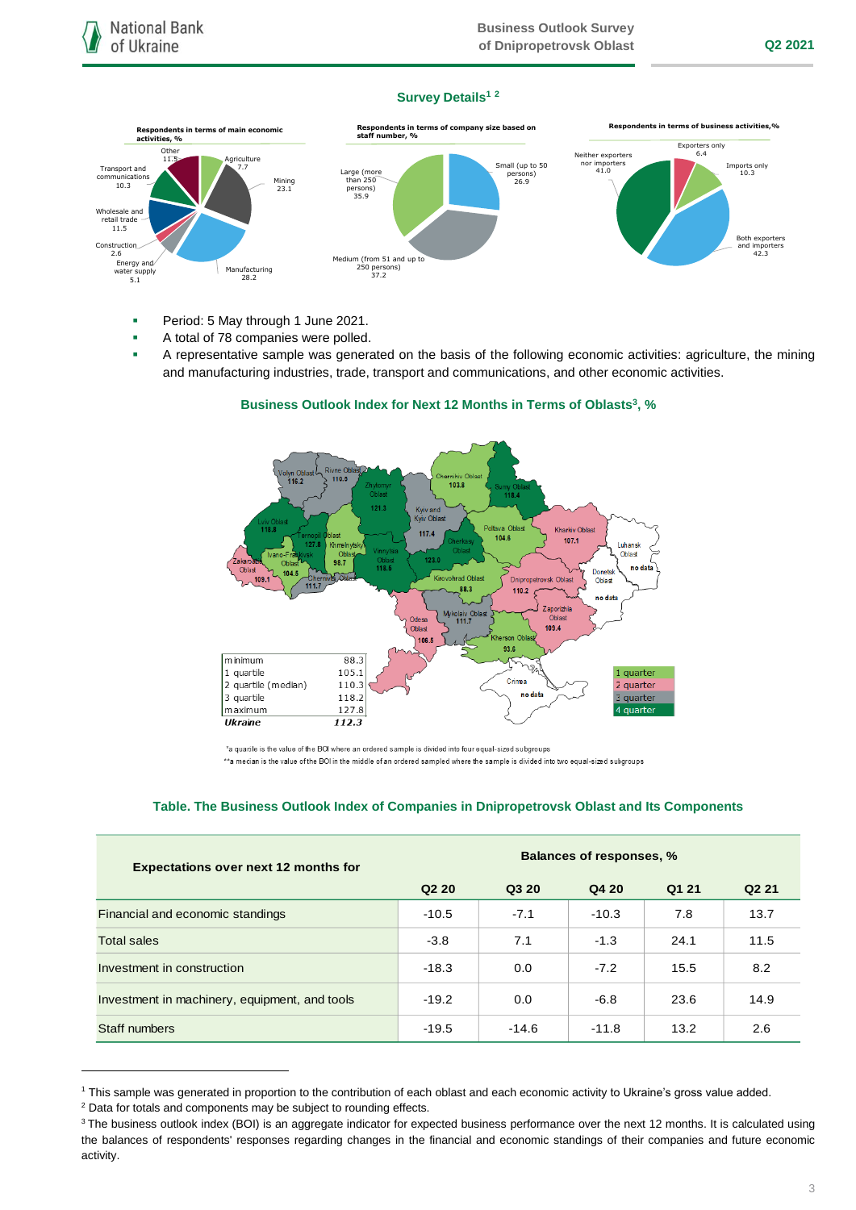## Survey Details[1] [2]

**Respondents in terms of main economic activities, %**

Other 11.5
Agriculture 7.7
Transport and communications 10.3
Mining 23.1
Wholesale and retail trade 11.5
Construction 2.6
Energy and water supply 5.1
Manufacturing 28.2

**Respondents in terms of company size based on staff number, %**

Large (more than 250 persons) 35.9
Small (up to 50 persons) 26.9
Medium (from 51 and up to 250 persons) 37.2

**Respondents in terms of business activities,%**

Exporters only 6.4
Neither exporters nor importers 41.0
Imports only 10.3
Both exporters and importers 42.3

- Period: 5 May through 1 June 2021.
- A total of 78 companies were polled.
- A representative sample was generated on the basis of the following economic activities: agriculture, the mining and manufacturing industries, trade, transport and communications, and other economic activities.

### Business Outlook Index for Next 12 Months in Terms of Oblasts[3], %

Volyn Oblast 116.2
Rivne Oblast 110.5
Zhytomyr Oblast 121.3
Chernihiv Oblast 103.8
Sumy Oblast 118.4
Lviv Oblast 118.8
Kyiv and Kyiv Oblast 117.4
Ternopil Oblast 127.8
Khmelnytskyi Oblast 98.7
Poltava Oblast 104.6
Kharkiv Oblast 107.1
Luhansk Oblast no data
Ivano-Frankivsk Oblast 104.5
Vinnytsia Oblast 118.5
Cherkasy Oblast 123.0
Zakarpattia Oblast 109.1
Chernivtsi Oblast 111.7
Kirovohrad Oblast 88.3
Dnipropetrovsk Oblast 110.2
Donetsk Oblast no data
Odesa Oblast 106.5
Mykolaiv Oblast 111.7
Zaporizhia Oblast 109.4
Kherson Oblast 93.6
Crimea no data

| | |
|---|---|
| minimum | 88.3 |
| 1 quartile | 105.1 |
| 2 quartile (median) | 110.3 |
| 3 quartile | 118.2 |
| maximum | 127.8 |
| *Ukraine* | *112.3* |

1 quarter
2 quarter
3 quarter
4 quarter

*a quartile is the value of the BOI where an ordered sample is divided into four equal-sized subgroups

**a median is the value of the BOI in the middle of an ordered sampled where the sample is divided into two equal-sized subgroups

### Table. The Business Outlook Index of Companies in Dnipropetrovsk Oblast and Its Components

| Expectations over next 12 months for | Balances of responses, % | | | | |
|---|---|---|---|---|---|
| | Q2 20 | Q3 20 | Q4 20 | Q1 21 | Q2 21 |
| Financial and economic standings | -10.5 | -7.1 | -10.3 | 7.8 | 13.7 |
| Total sales | -3.8 | 7.1 | -1.3 | 24.1 | 11.5 |
| Investment in construction | -18.3 | 0.0 | -7.2 | 15.5 | 8.2 |
| Investment in machinery, equipment, and tools | -19.2 | 0.0 | -6.8 | 23.6 | 14.9 |
| Staff numbers | -19.5 | -14.6 | -11.8 | 13.2 | 2.6 |

[1] This sample was generated in proportion to the contribution of each oblast and each economic activity to Ukraine's gross value added.

[2] Data for totals and components may be subject to rounding effects.

[3] The business outlook index (BOI) is an aggregate indicator for expected business performance over the next 12 months. It is calculated using the balances of respondents' responses regarding changes in the financial and economic standings of their companies and future economic activity.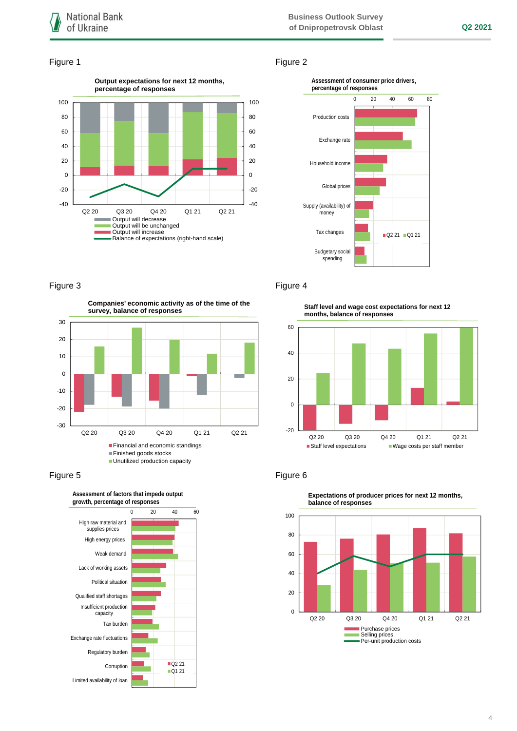Figure 1

**Output expectations for next 12 months, percentage of responses**

100
80
60
40
20
0
-20
-40

Q2 20 Q3 20 Q4 20 Q1 21 Q2 21

Output will decrease
Output will be unchanged
Output will increase
Balance of expectations (right-hand scale)

Figure 2

**Assessment of consumer price drivers, percentage of responses**

0 20 40 60 80

Production costs
Exchange rate
Household income
Global prices
Supply (availability) of money
Tax changes
Budgetary social spending

Q2 21 Q1 21

Figure 3

**Companies' economic activity as of the time of the survey, balance of responses**

30
20
10
0
-10
-20
-30

Q2 20 Q3 20 Q4 20 Q1 21 Q2 21

Financial and economic standings
Finished goods stocks
Unutilized production capacity

Figure 4

**Staff level and wage cost expectations for next 12 months, balance of responses**

60
40
20
0
-20

Q2 20 Q3 20 Q4 20 Q1 21 Q2 21

Staff level expectations
Wage costs per staff member

Figure 5

**Assessment of factors that impede output growth, percentage of responses**

0 20 40 60

High raw material and supplies prices
High energy prices
Weak demand
Lack of working assets
Political situation
Qualified staff shortages
Insufficient production capacity
Tax burden
Exchange rate fluctuations
Regulatory burden
Corruption
Limited availability of loan

Q2 21
Q1 21

Figure 6

**Expectations of producer prices for next 12 months, balance of responses**

100
80
60
40
20
0

Q2 20 Q3 20 Q4 20 Q1 21 Q2 21

Purchase prices
Selling prices
Per-unit production costs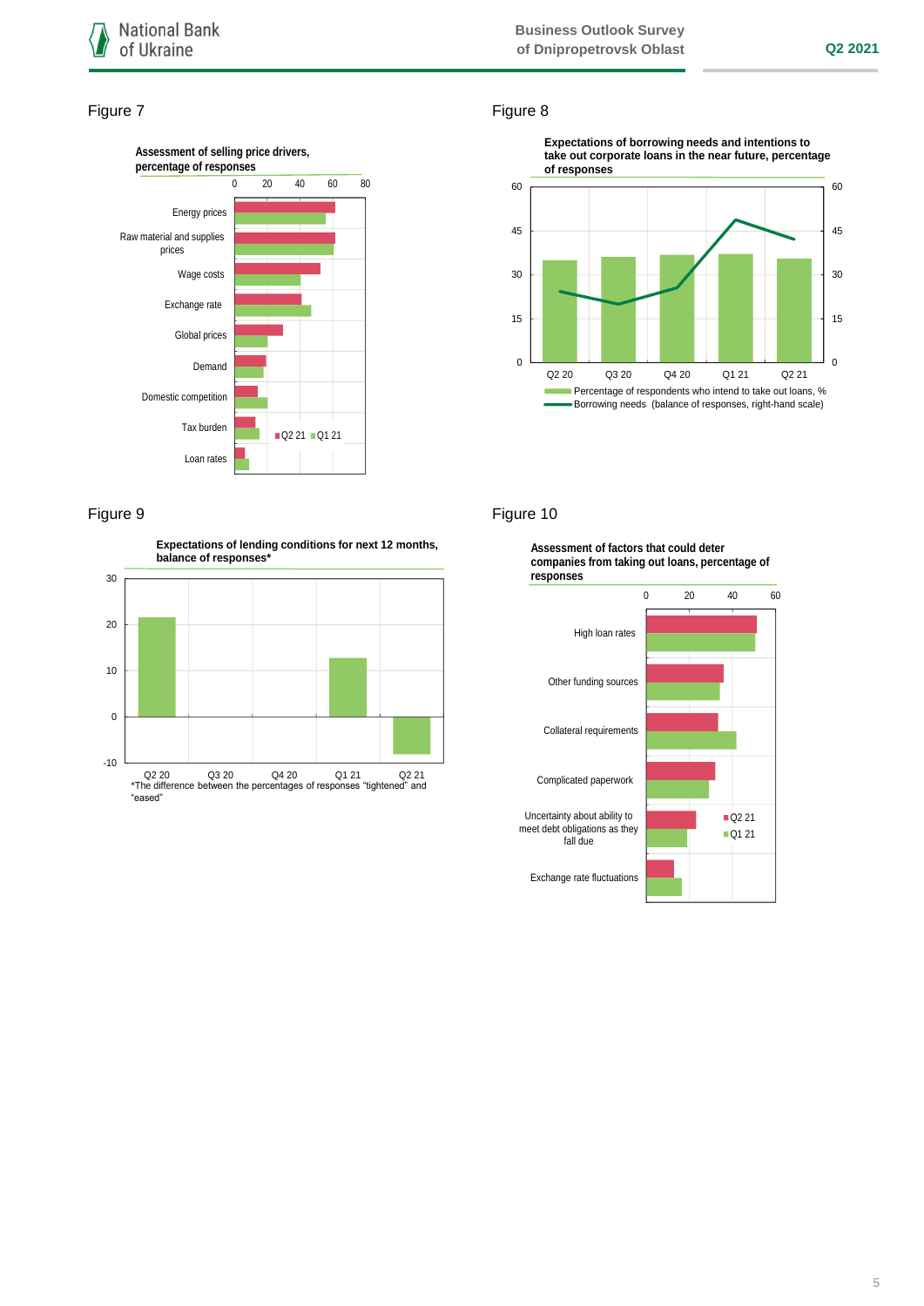Figure 7

**Assessment of selling price drivers, percentage of responses**

0 20 40 60 80

Energy prices

Raw material and supplies prices

Wage costs

Exchange rate

Global prices

Demand

Domestic competition

Tax burden

Loan rates

Q2 21 Q1 21

Figure 8

**Expectations of borrowing needs and intentions to take out corporate loans in the near future, percentage of responses**

60 45 30 15 0

Q2 20 Q3 20 Q4 20 Q1 21 Q2 21

Percentage of respondents who intend to take out loans, %

Borrowing needs (balance of responses, right-hand scale)

Figure 9

**Expectations of lending conditions for next 12 months, balance of responses***

30 20 10 0 -10

Q2 20 Q3 20 Q4 20 Q1 21 Q2 21

*The difference between the percentages of responses "tightened" and "eased"

Figure 10

**Assessment of factors that could deter companies from taking out loans, percentage of responses**

0 20 40 60

High loan rates

Other funding sources

Collateral requirements

Complicated paperwork

Uncertainty about ability to meet debt obligations as they fall due

Exchange rate fluctuations

Q2 21 Q1 21